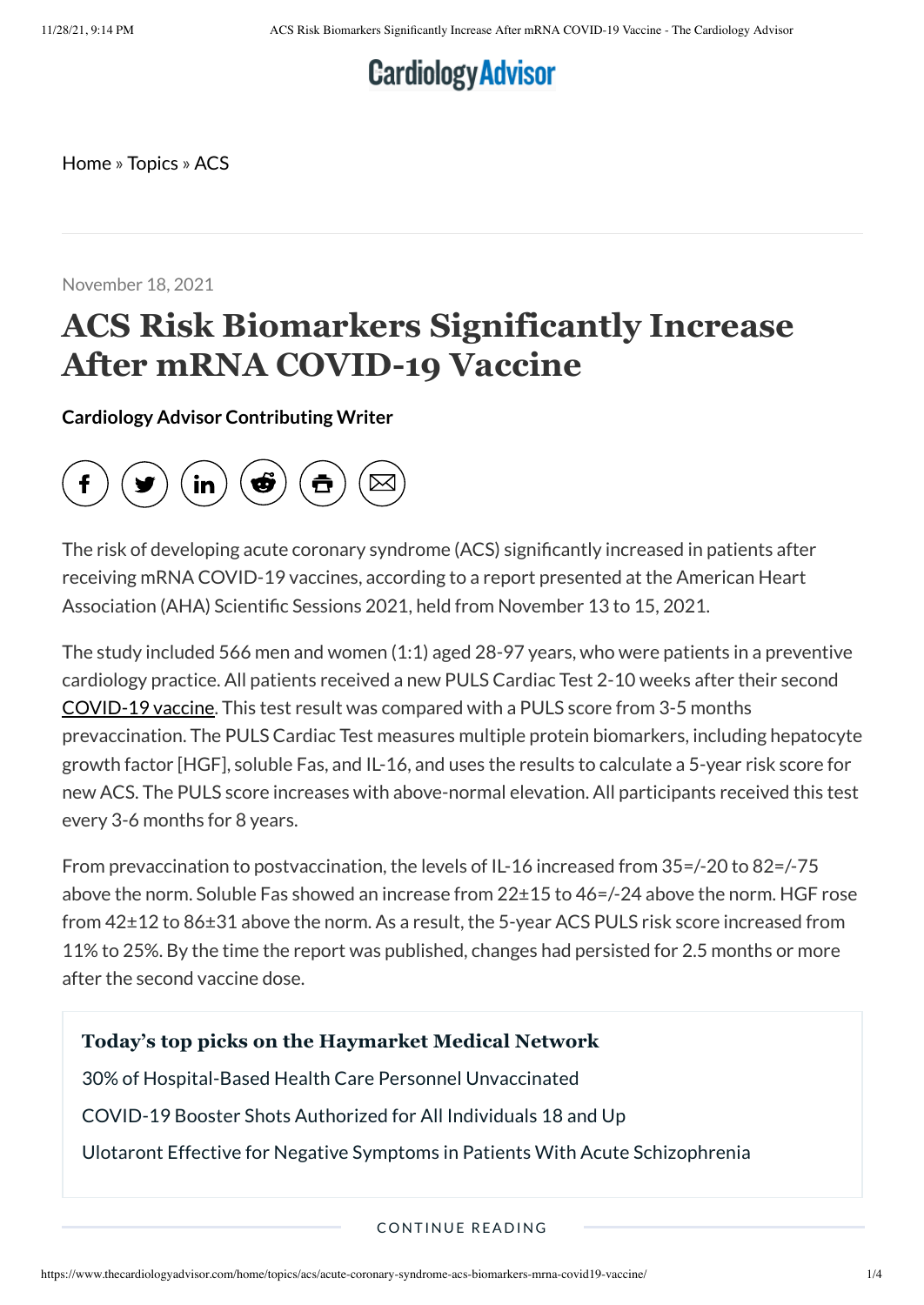Cardiology Advisor

Home » Topics » ACS

November 18, 2021

# ACS Risk Biomarkers Significantly Increase After mRNA COVID-19 Vaccine

**Cardiology Advisor Contributing Writer**

The risk of developing acute coronary syndrome (ACS) significantly increased in patients after receiving mRNA COVID-19 vaccines, according to a report presented at the American Heart Association (AHA) Scientific Sessions 2021, held from November 13 to 15, 2021.

The study included 566 men and women (1:1) aged 28-97 years, who were patients in a preventive cardiology practice. All patients received a new PULS Cardiac Test 2-10 weeks after their second COVID-19 vaccine. This test result was compared with a PULS score from 3-5 months prevaccination. The PULS Cardiac Test measures multiple protein biomarkers, including hepatocyte growth factor [HGF], soluble Fas, and IL-16, and uses the results to calculate a 5-year risk score for new ACS. The PULS score increases with above-normal elevation. All participants received this test every 3-6 months for 8 years.

From prevaccination to postvaccination, the levels of IL-16 increased from 35=/-20 to 82=/-75 above the norm. Soluble Fas showed an increase from 22±15 to 46=/-24 above the norm. HGF rose from 42±12 to 86±31 above the norm. As a result, the 5-year ACS PULS risk score increased from 11% to 25%. By the time the report was published, changes had persisted for 2.5 months or more after the second vaccine dose.

**Today's top picks on the Haymarket Medical Network**

30% of Hospital-Based Health Care Personnel Unvaccinated

COVID-19 Booster Shots Authorized for All Individuals 18 and Up

Ulotaront Effective for Negative Symptoms in Patients With Acute Schizophrenia

CONTINUE READING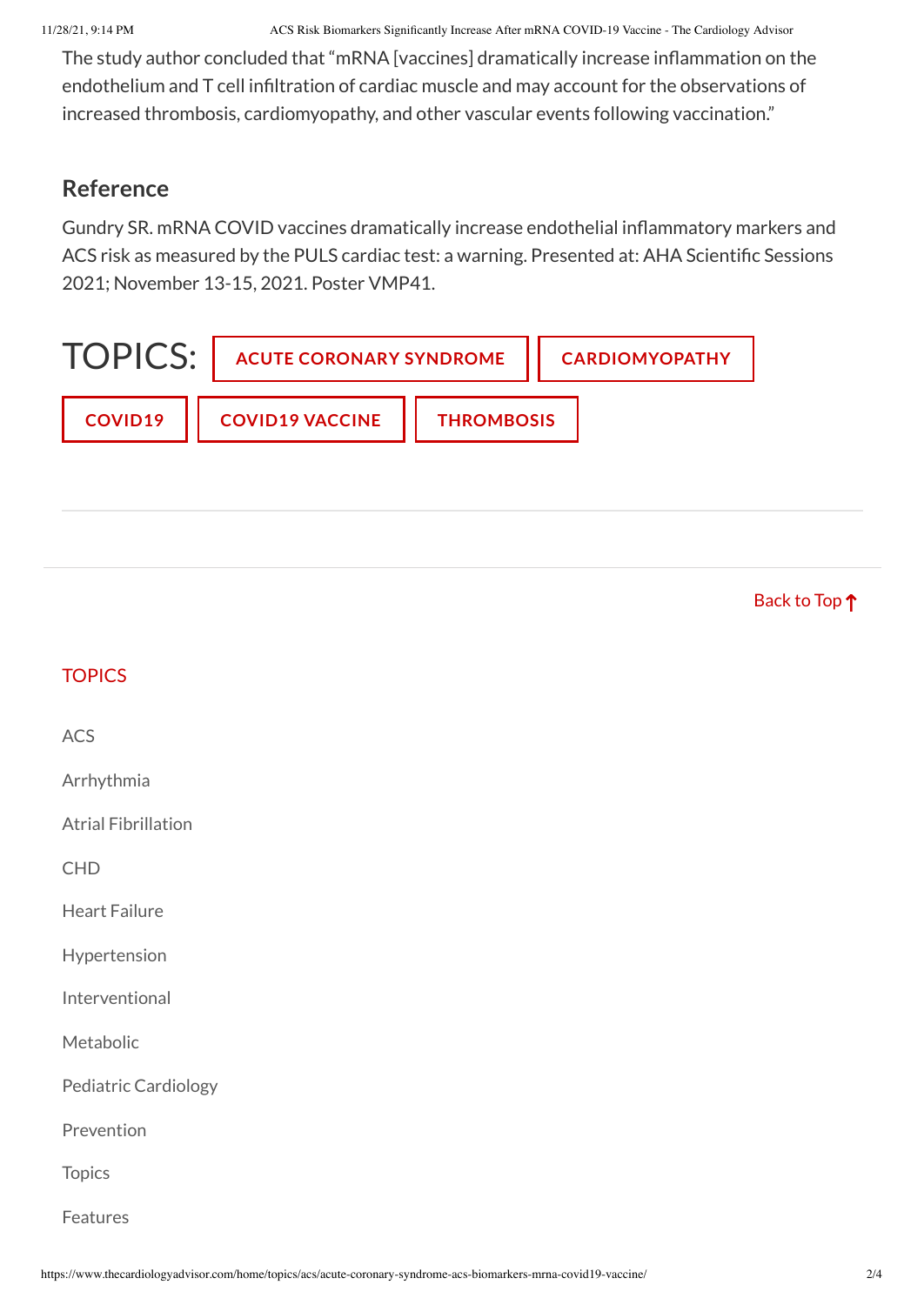The study author concluded that "mRNA [vaccines] dramatically increase inflammation on the endothelium and T cell infiltration of cardiac muscle and may account for the observations of increased thrombosis, cardiomyopathy, and other vascular events following vaccination."

## Reference

Gundry SR. mRNA COVID vaccines dramatically increase endothelial inflammatory markers and ACS risk as measured by the PULS cardiac test: a warning. Presented at: AHA Scientific Sessions 2021; November 13-15, 2021. Poster VMP41.

TOPICS: ACUTE CORONARY SYNDROME | CARDIOMYOPATHY | COVID19 | COVID19 VACCINE | THROMBOSIS

Back to Top ↑

TOPICS

- ACS
- Arrhythmia
- Atrial Fibrillation
- CHD
- Heart Failure
- Hypertension
- Interventional
- Metabolic
- Pediatric Cardiology
- Prevention
- Topics
- Features